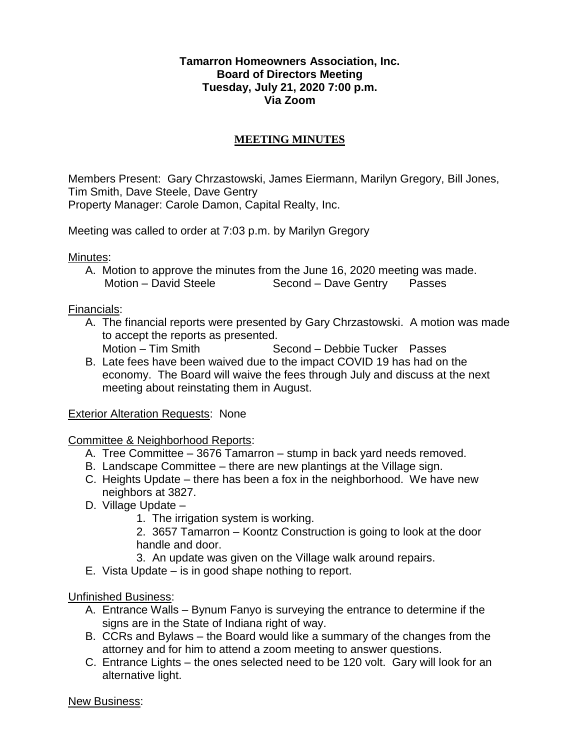**Tamarron Homeowners Association, Inc.**
**Board of Directors Meeting**
**Tuesday, July 21, 2020 7:00 p.m.**
**Via Zoom**

# MEETING MINUTES

Members Present: Gary Chrzastowski, James Eiermann, Marilyn Gregory, Bill Jones, Tim Smith, Dave Steele, Dave Gentry
Property Manager: Carole Damon, Capital Realty, Inc.

Meeting was called to order at 7:03 p.m. by Marilyn Gregory

Minutes:

A. Motion to approve the minutes from the June 16, 2020 meeting was made.
   Motion – David Steele    Second – Dave Gentry    Passes

Financials:

A. The financial reports were presented by Gary Chrzastowski. A motion was made to accept the reports as presented.
   Motion – Tim Smith    Second – Debbie Tucker    Passes
B. Late fees have been waived due to the impact COVID 19 has had on the economy. The Board will waive the fees through July and discuss at the next meeting about reinstating them in August.

Exterior Alteration Requests: None

Committee & Neighborhood Reports:

A. Tree Committee – 3676 Tamarron – stump in back yard needs removed.
B. Landscape Committee – there are new plantings at the Village sign.
C. Heights Update – there has been a fox in the neighborhood. We have new neighbors at 3827.
D. Village Update –
   1. The irrigation system is working.
   2. 3657 Tamarron – Koontz Construction is going to look at the door handle and door.
   3. An update was given on the Village walk around repairs.
E. Vista Update – is in good shape nothing to report.

Unfinished Business:

A. Entrance Walls – Bynum Fanyo is surveying the entrance to determine if the signs are in the State of Indiana right of way.
B. CCRs and Bylaws – the Board would like a summary of the changes from the attorney and for him to attend a zoom meeting to answer questions.
C. Entrance Lights – the ones selected need to be 120 volt. Gary will look for an alternative light.

New Business: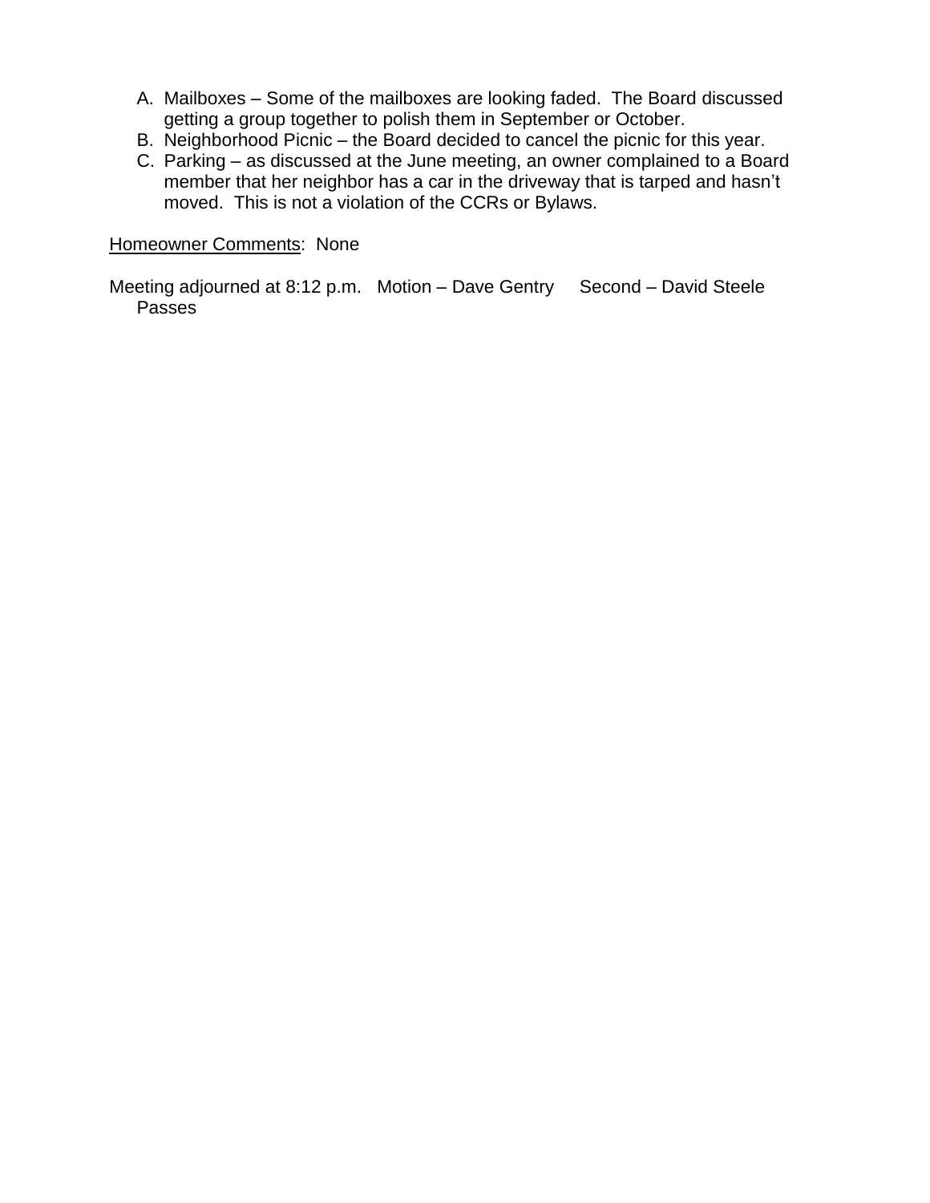A. Mailboxes – Some of the mailboxes are looking faded. The Board discussed getting a group together to polish them in September or October.
B. Neighborhood Picnic – the Board decided to cancel the picnic for this year.
C. Parking – as discussed at the June meeting, an owner complained to a Board member that her neighbor has a car in the driveway that is tarped and hasn't moved. This is not a violation of the CCRs or Bylaws.

<u>Homeowner Comments</u>: None

Meeting adjourned at 8:12 p.m. Motion – Dave Gentry Second – David Steele Passes